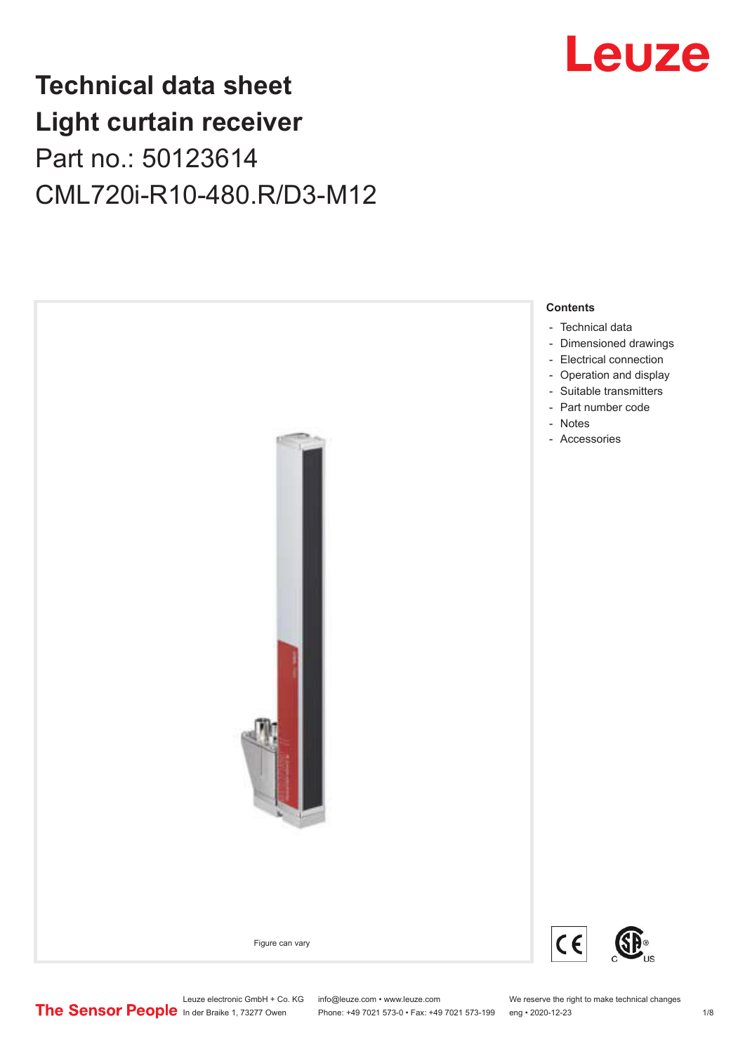# Technical data sheet

# Light curtain receiver

Part no.: 50123614

CML720i-R10-480.R/D3-M12

Figure can vary

**Contents**

- Technical data
- Dimensioned drawings
- Electrical connection
- Operation and display
- Suitable transmitters
- Part number code
- Notes
- Accessories

Leuze electronic GmbH + Co. KG
In der Braike 1, 73277 Owen

info@leuze.com • www.leuze.com
Phone: +49 7021 573-0 • Fax: +49 7021 573-199

We reserve the right to make technical changes
eng • 2020-12-23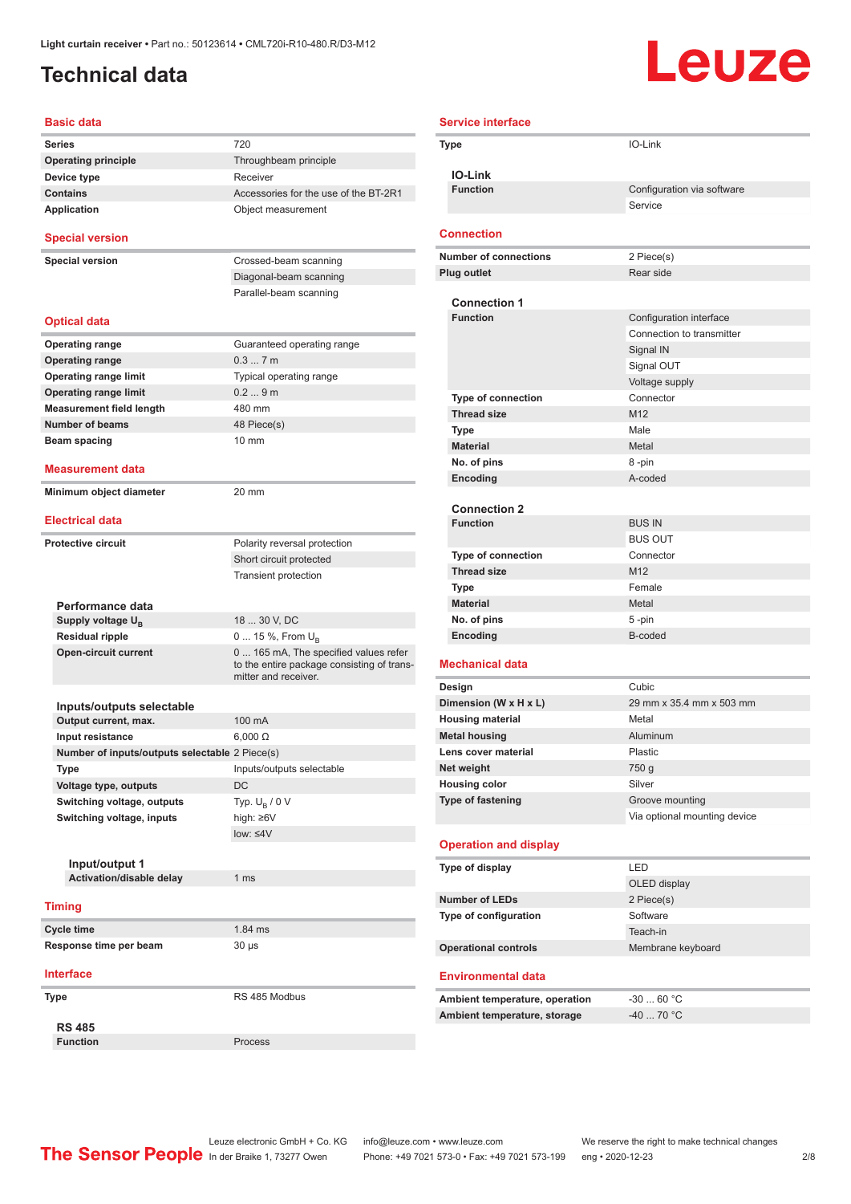Light curtain receiver • Part no.: 50123614 • CML720i-R10-480.R/D3-M12

# Technical data

## Basic data

| | |
|---|---|
| **Series** | 720 |
| **Operating principle** | Throughbeam principle |
| **Device type** | Receiver |
| **Contains** | Accessories for the use of the BT-2R1 |
| **Application** | Object measurement |

## Special version

| | |
|---|---|
| **Special version** | Crossed-beam scanning |
| | Diagonal-beam scanning |
| | Parallel-beam scanning |

## Optical data

| | |
|---|---|
| **Operating range** | Guaranteed operating range |
| **Operating range** | 0.3 ... 7 m |
| **Operating range limit** | Typical operating range |
| **Operating range limit** | 0.2 ... 9 m |
| **Measurement field length** | 480 mm |
| **Number of beams** | 48 Piece(s) |
| **Beam spacing** | 10 mm |

## Measurement data

| | |
|---|---|
| **Minimum object diameter** | 20 mm |

## Electrical data

| | |
|---|---|
| **Protective circuit** | Polarity reversal protection |
| | Short circuit protected |
| | Transient protection |

### Performance data

| | |
|---|---|
| **Supply voltage $U_B$** | 18 ... 30 V, DC |
| **Residual ripple** | 0 ... 15 %, From $U_B$ |
| **Open-circuit current** | 0 ... 165 mA, The specified values refer to the entire package consisting of transmitter and receiver. |

### Inputs/outputs selectable

| | |
|---|---|
| **Output current, max.** | 100 mA |
| **Input resistance** | 6,000 Ω |
| **Number of inputs/outputs selectable** | 2 Piece(s) |
| **Type** | Inputs/outputs selectable |
| **Voltage type, outputs** | DC |
| **Switching voltage, outputs** | Typ. $U_B$ / 0 V |
| **Switching voltage, inputs** | high: ≥6V |
| | low: ≤4V |

#### Input/output 1

| | |
|---|---|
| **Activation/disable delay** | 1 ms |

## Timing

| | |
|---|---|
| **Cycle time** | 1.84 ms |
| **Response time per beam** | 30 µs |

## Interface

| | |
|---|---|
| **Type** | RS 485 Modbus |

### RS 485

| | |
|---|---|
| **Function** | Process |

## Service interface

| | |
|---|---|
| **Type** | IO-Link |

### IO-Link

| | |
|---|---|
| **Function** | Configuration via software |
| | Service |

## Connection

| | |
|---|---|
| **Number of connections** | 2 Piece(s) |
| **Plug outlet** | Rear side |

### Connection 1

| | |
|---|---|
| **Function** | Configuration interface |
| | Connection to transmitter |
| | Signal IN |
| | Signal OUT |
| | Voltage supply |
| **Type of connection** | Connector |
| **Thread size** | M12 |
| **Type** | Male |
| **Material** | Metal |
| **No. of pins** | 8 -pin |
| **Encoding** | A-coded |

### Connection 2

| | |
|---|---|
| **Function** | BUS IN |
| | BUS OUT |
| **Type of connection** | Connector |
| **Thread size** | M12 |
| **Type** | Female |
| **Material** | Metal |
| **No. of pins** | 5 -pin |
| **Encoding** | B-coded |

## Mechanical data

| | |
|---|---|
| **Design** | Cubic |
| **Dimension (W x H x L)** | 29 mm x 35.4 mm x 503 mm |
| **Housing material** | Metal |
| **Metal housing** | Aluminum |
| **Lens cover material** | Plastic |
| **Net weight** | 750 g |
| **Housing color** | Silver |
| **Type of fastening** | Groove mounting |
| | Via optional mounting device |

## Operation and display

| | |
|---|---|
| **Type of display** | LED |
| | OLED display |
| **Number of LEDs** | 2 Piece(s) |
| **Type of configuration** | Software |
| | Teach-in |
| **Operational controls** | Membrane keyboard |

## Environmental data

| | |
|---|---|
| **Ambient temperature, operation** | -30 ... 60 °C |
| **Ambient temperature, storage** | -40 ... 70 °C |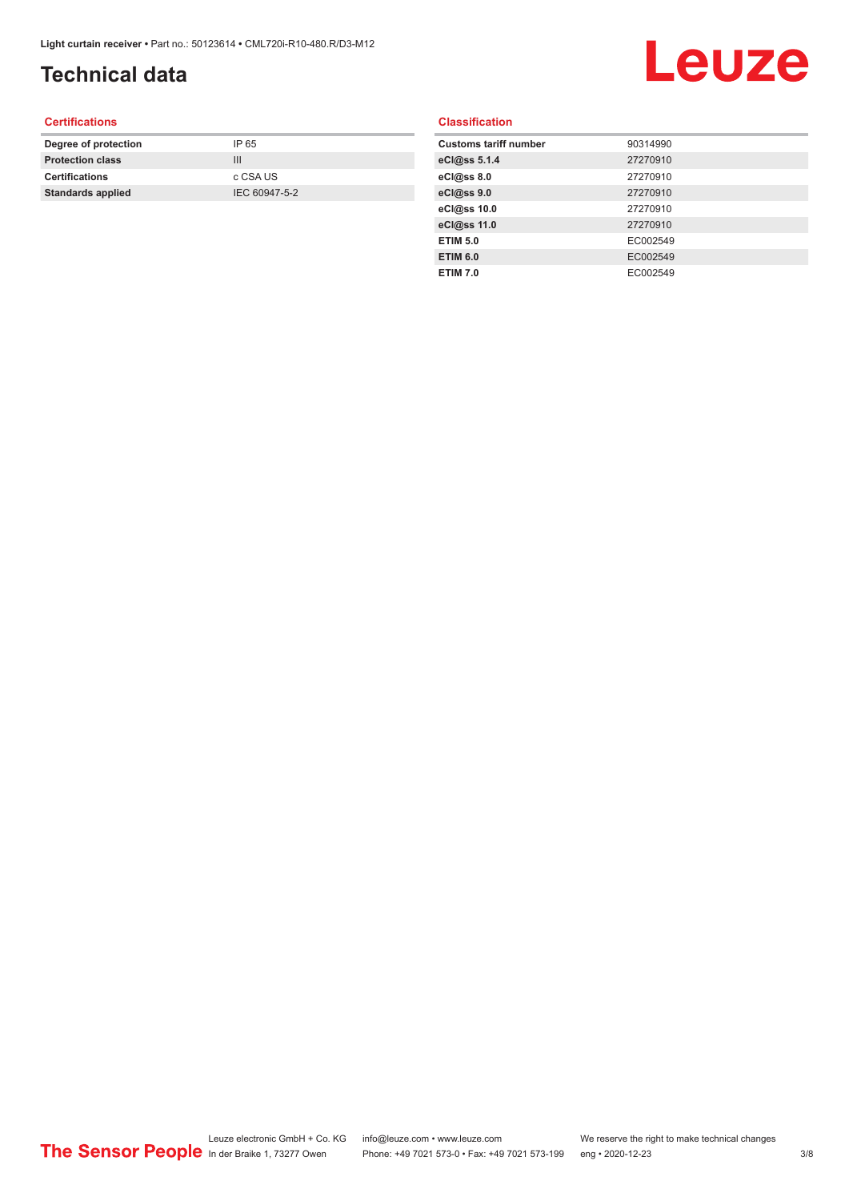# Technical data

## Certifications

| | |
|---|---|
| **Degree of protection** | IP 65 |
| **Protection class** | III |
| **Certifications** | c CSA US |
| **Standards applied** | IEC 60947-5-2 |

## Classification

| | |
|---|---|
| **Customs tariff number** | 90314990 |
| **eCl@ss 5.1.4** | 27270910 |
| **eCl@ss 8.0** | 27270910 |
| **eCl@ss 9.0** | 27270910 |
| **eCl@ss 10.0** | 27270910 |
| **eCl@ss 11.0** | 27270910 |
| **ETIM 5.0** | EC002549 |
| **ETIM 6.0** | EC002549 |
| **ETIM 7.0** | EC002549 |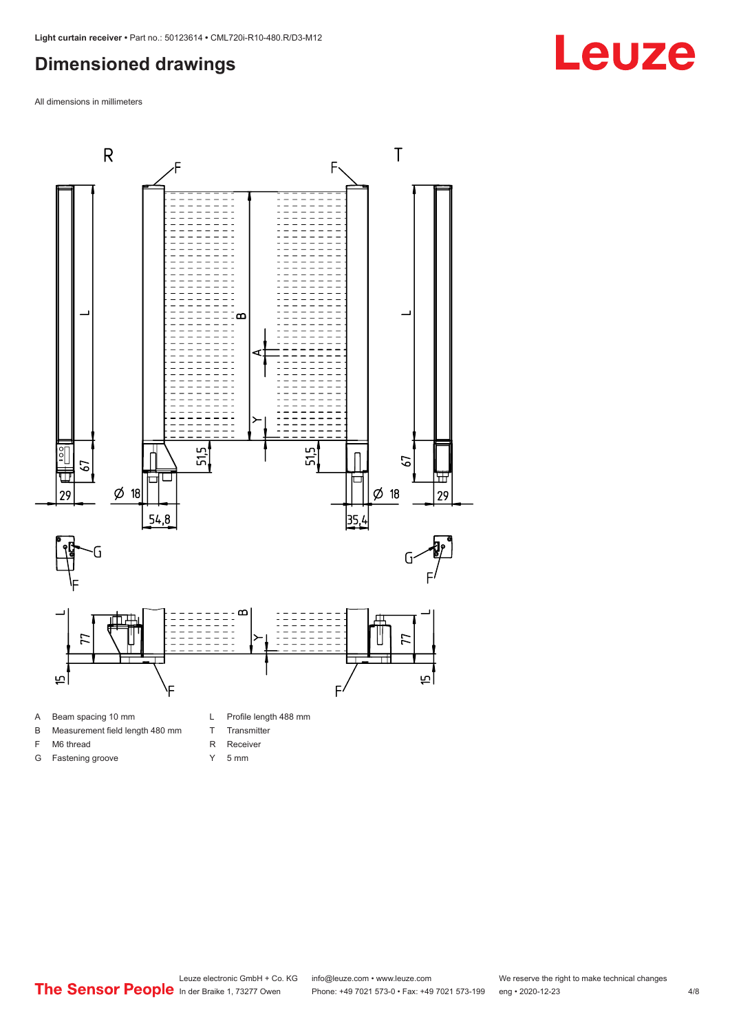# Dimensioned drawings

All dimensions in millimeters

| | | | |
|---|---|---|---|
| A | Beam spacing 10 mm | L | Profile length 488 mm |
| B | Measurement field length 480 mm | T | Transmitter |
| F | M6 thread | R | Receiver |
| G | Fastening groove | Y | 5 mm |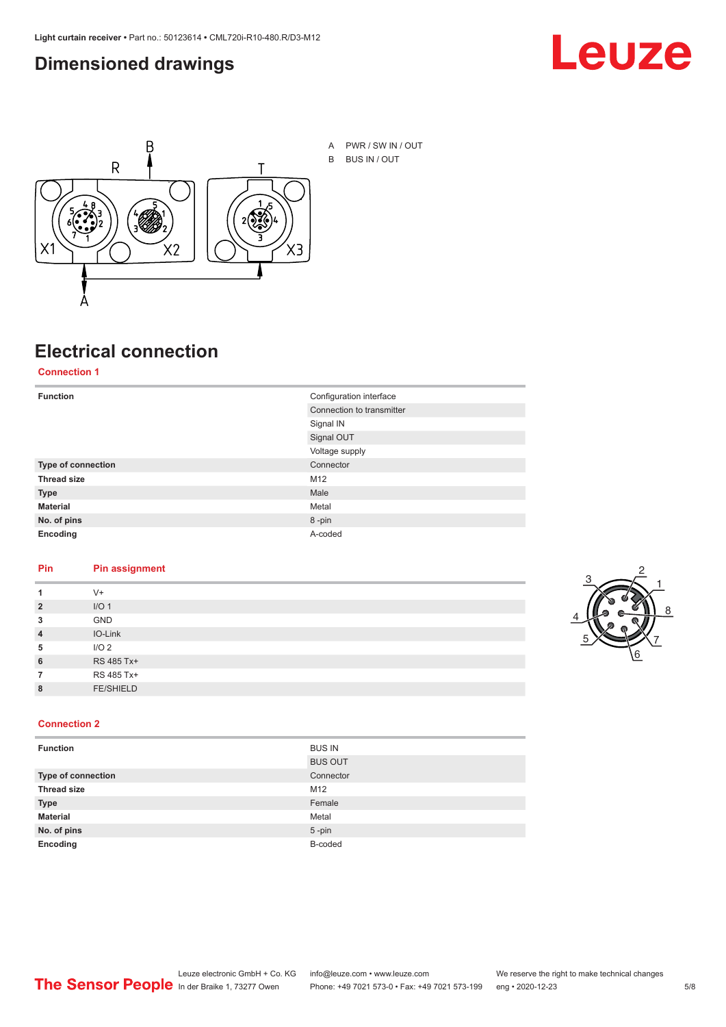## Dimensioned drawings

A PWR / SW IN / OUT

B BUS IN / OUT

## Electrical connection

### Connection 1

| Function | Configuration interface |
|---|---|
| | Connection to transmitter |
| | Signal IN |
| | Signal OUT |
| | Voltage supply |
| **Type of connection** | Connector |
| **Thread size** | M12 |
| **Type** | Male |
| **Material** | Metal |
| **No. of pins** | 8 -pin |
| **Encoding** | A-coded |

| Pin | Pin assignment |
|---|---|
| **1** | V+ |
| **2** | I/O 1 |
| **3** | GND |
| **4** | IO-Link |
| **5** | I/O 2 |
| **6** | RS 485 Tx+ |
| **7** | RS 485 Tx+ |
| **8** | FE/SHIELD |

### Connection 2

| Function | BUS IN |
|---|---|
| | BUS OUT |
| **Type of connection** | Connector |
| **Thread size** | M12 |
| **Type** | Female |
| **Material** | Metal |
| **No. of pins** | 5 -pin |
| **Encoding** | B-coded |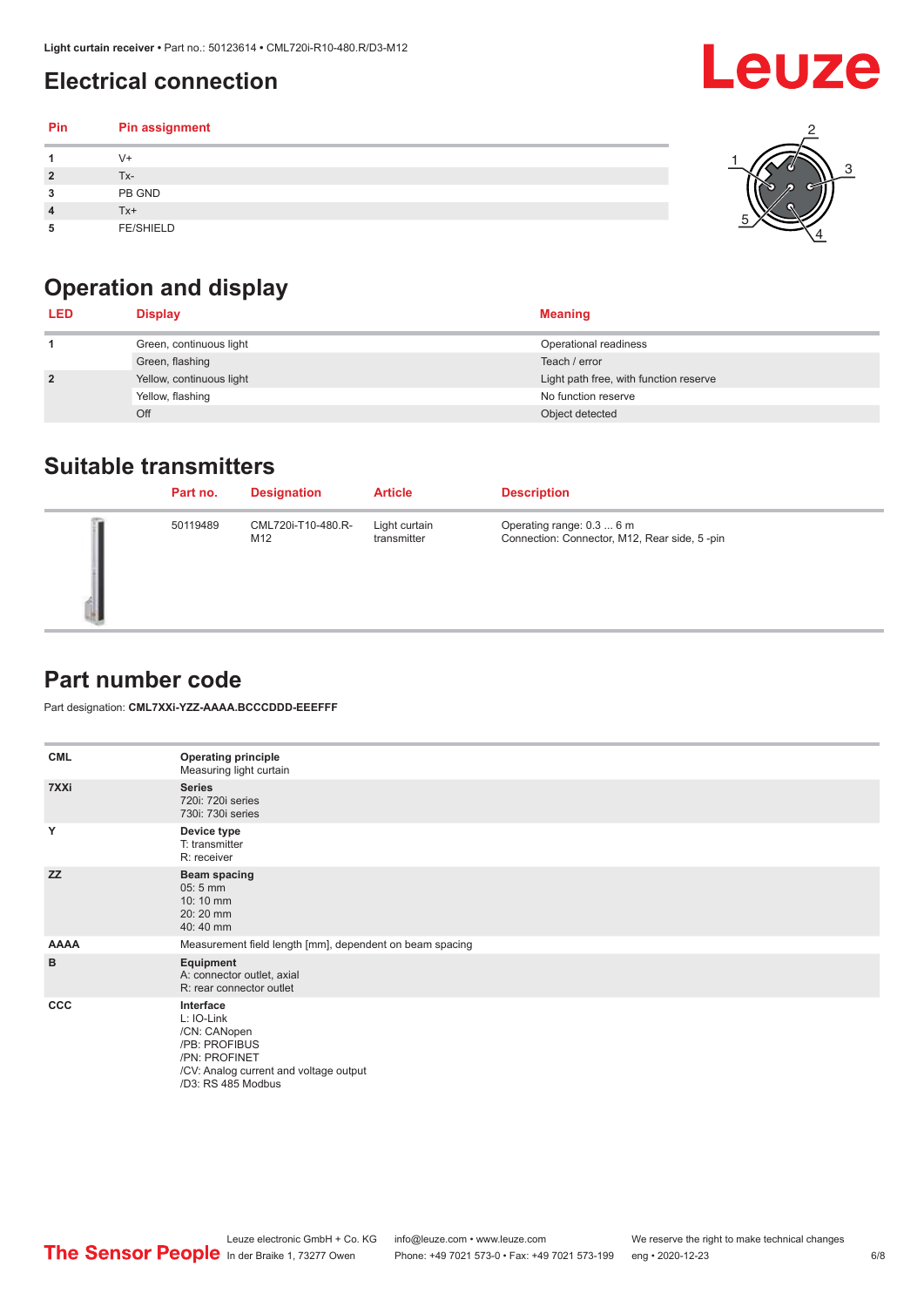# Electrical connection

| Pin | Pin assignment |
|---|---|
| 1 | V+ |
| 2 | Tx- |
| 3 | PB GND |
| 4 | Tx+ |
| 5 | FE/SHIELD |

# Operation and display

| LED | Display | Meaning |
|---|---|---|
| 1 | Green, continuous light | Operational readiness |
| | Green, flashing | Teach / error |
| 2 | Yellow, continuous light | Light path free, with function reserve |
| | Yellow, flashing | No function reserve |
| | Off | Object detected |

# Suitable transmitters

| | Part no. | Designation | Article | Description |
|---|---|---|---|---|
| | 50119489 | CML720i-T10-480.R-M12 | Light curtain transmitter | Operating range: 0.3 ... 6 m<br>Connection: Connector, M12, Rear side, 5 -pin |

# Part number code

Part designation: **CML7XXi-YZZ-AAAA.BCCCDDD-EEEFFF**

| | |
|---|---|
| **CML** | **Operating principle**<br>Measuring light curtain |
| **7XXi** | **Series**<br>720i: 720i series<br>730i: 730i series |
| **Y** | **Device type**<br>T: transmitter<br>R: receiver |
| **ZZ** | **Beam spacing**<br>05: 5 mm<br>10: 10 mm<br>20: 20 mm<br>40: 40 mm |
| **AAAA** | Measurement field length [mm], dependent on beam spacing |
| **B** | **Equipment**<br>A: connector outlet, axial<br>R: rear connector outlet |
| **CCC** | **Interface**<br>L: IO-Link<br>/CN: CANopen<br>/PB: PROFIBUS<br>/PN: PROFINET<br>/CV: Analog current and voltage output<br>/D3: RS 485 Modbus |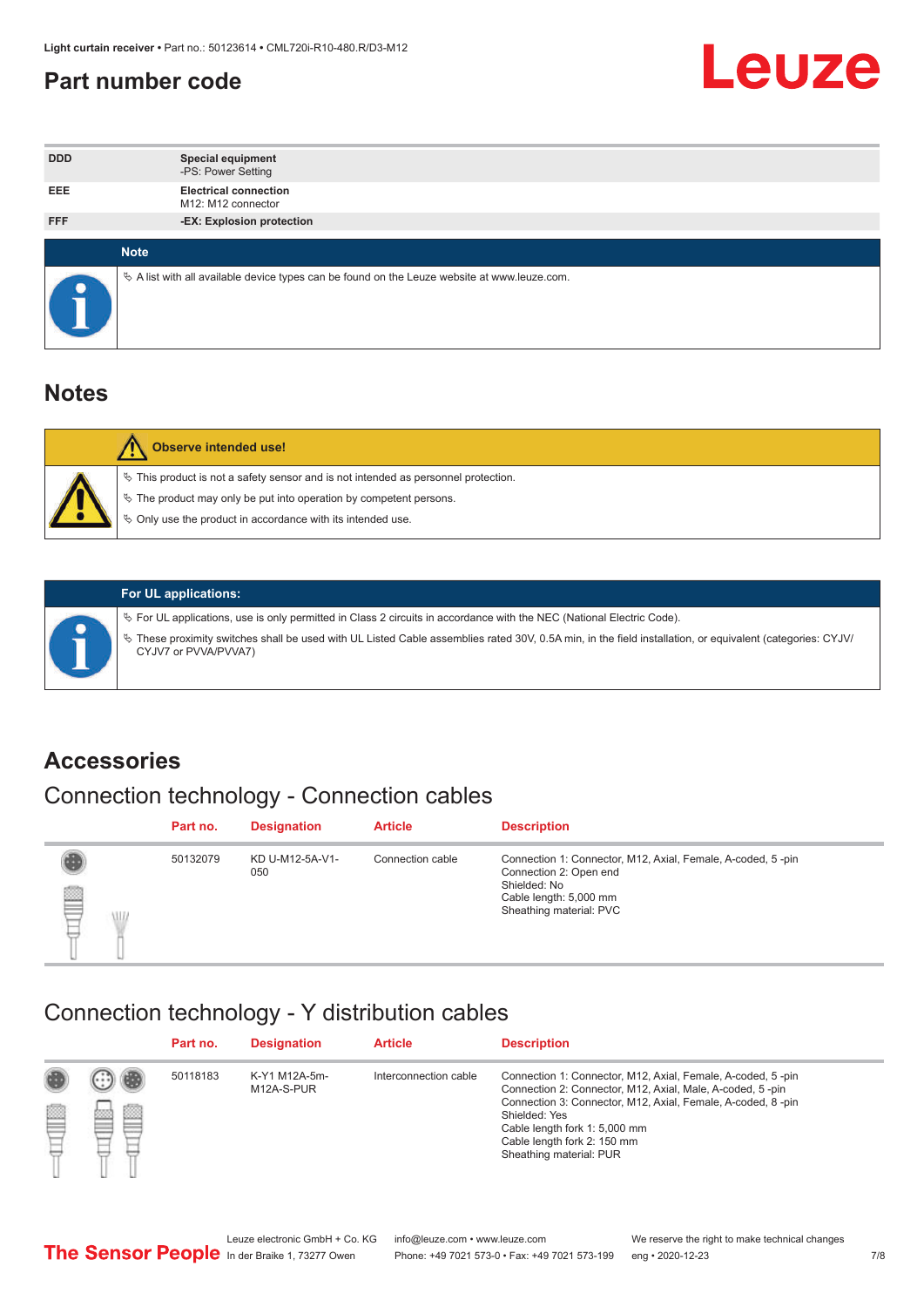# Part number code

| | |
|---|---|
| DDD | **Special equipment**<br>-PS: Power Setting |
| EEE | **Electrical connection**<br>M12: M12 connector |
| FFF | **-EX: Explosion protection** |

**Note**

- A list with all available device types can be found on the Leuze website at www.leuze.com.

# Notes

**Observe intended use!**

- This product is not a safety sensor and is not intended as personnel protection.
- The product may only be put into operation by competent persons.
- Only use the product in accordance with its intended use.

**For UL applications:**

- For UL applications, use is only permitted in Class 2 circuits in accordance with the NEC (National Electric Code).
- These proximity switches shall be used with UL Listed Cable assemblies rated 30V, 0.5A min, in the field installation, or equivalent (categories: CYJV/CYJV7 or PVVA/PVVA7)

# Accessories

## Connection technology - Connection cables

| Part no. | Designation | Article | Description |
|---|---|---|---|
| 50132079 | KD U-M12-5A-V1-050 | Connection cable | Connection 1: Connector, M12, Axial, Female, A-coded, 5 -pin<br>Connection 2: Open end<br>Shielded: No<br>Cable length: 5,000 mm<br>Sheathing material: PVC |

## Connection technology - Y distribution cables

| Part no. | Designation | Article | Description |
|---|---|---|---|
| 50118183 | K-Y1 M12A-5m-M12A-S-PUR | Interconnection cable | Connection 1: Connector, M12, Axial, Female, A-coded, 5 -pin<br>Connection 2: Connector, M12, Axial, Male, A-coded, 5 -pin<br>Connection 3: Connector, M12, Axial, Female, A-coded, 8 -pin<br>Shielded: Yes<br>Cable length fork 1: 5,000 mm<br>Cable length fork 2: 150 mm<br>Sheathing material: PUR |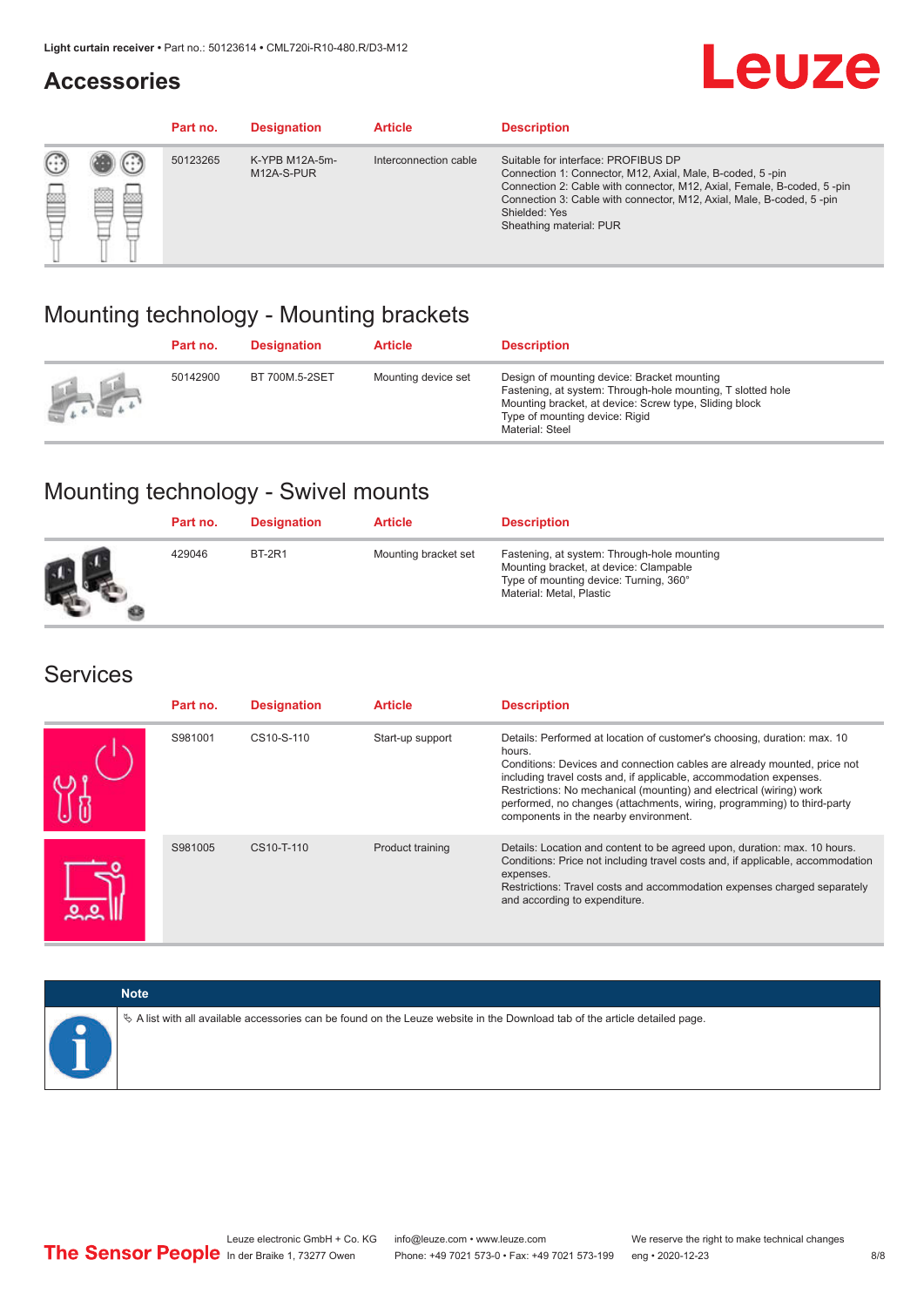## Accessories

| Part no. | Designation | Article | Description |
| --- | --- | --- | --- |
| 50123265 | K-YPB M12A-5m-M12A-S-PUR | Interconnection cable | Suitable for interface: PROFIBUS DP<br>Connection 1: Connector, M12, Axial, Male, B-coded, 5 -pin<br>Connection 2: Cable with connector, M12, Axial, Female, B-coded, 5 -pin<br>Connection 3: Cable with connector, M12, Axial, Male, B-coded, 5 -pin<br>Shielded: Yes<br>Sheathing material: PUR |

# Mounting technology - Mounting brackets

| Part no. | Designation | Article | Description |
| --- | --- | --- | --- |
| 50142900 | BT 700M.5-2SET | Mounting device set | Design of mounting device: Bracket mounting<br>Fastening, at system: Through-hole mounting, T slotted hole<br>Mounting bracket, at device: Screw type, Sliding block<br>Type of mounting device: Rigid<br>Material: Steel |

# Mounting technology - Swivel mounts

| Part no. | Designation | Article | Description |
| --- | --- | --- | --- |
| 429046 | BT-2R1 | Mounting bracket set | Fastening, at system: Through-hole mounting<br>Mounting bracket, at device: Clampable<br>Type of mounting device: Turning, 360°<br>Material: Metal, Plastic |

# Services

| Part no. | Designation | Article | Description |
| --- | --- | --- | --- |
| S981001 | CS10-S-110 | Start-up support | Details: Performed at location of customer's choosing, duration: max. 10 hours.<br>Conditions: Devices and connection cables are already mounted, price not including travel costs and, if applicable, accommodation expenses.<br>Restrictions: No mechanical (mounting) and electrical (wiring) work performed, no changes (attachments, wiring, programming) to third-party components in the nearby environment. |
| S981005 | CS10-T-110 | Product training | Details: Location and content to be agreed upon, duration: max. 10 hours.<br>Conditions: Price not including travel costs and, if applicable, accommodation expenses.<br>Restrictions: Travel costs and accommodation expenses charged separately and according to expenditure. |

**Note**

A list with all available accessories can be found on the Leuze website in the Download tab of the article detailed page.